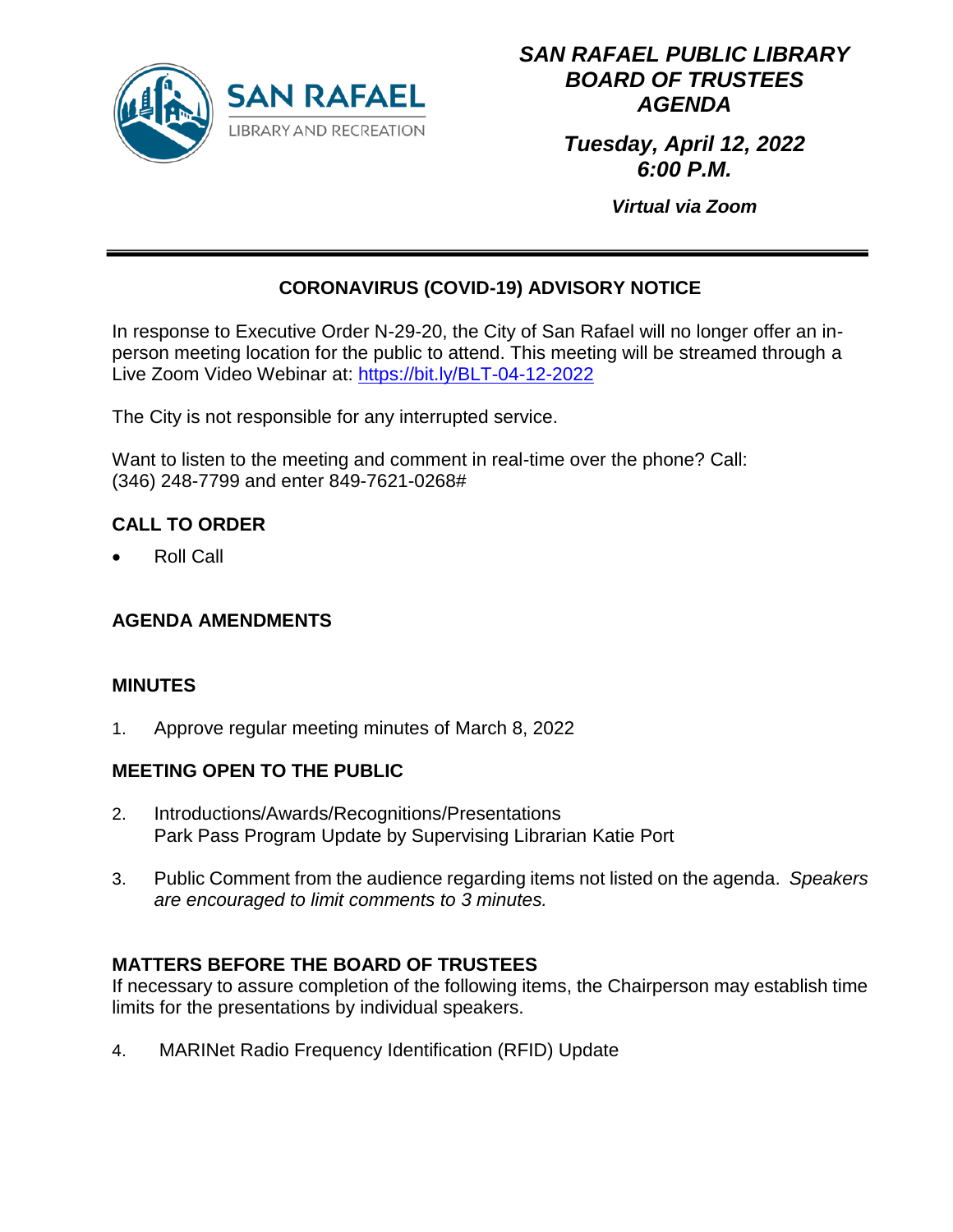SAN RAFAEL

LIBRARY AND RECREATION

# *SAN RAFAEL PUBLIC LIBRARY BOARD OF TRUSTEES AGENDA*

***Tuesday, April 12, 2022***
***6:00 P.M.***

***Virtual via Zoom***

---

## CORONAVIRUS (COVID-19) ADVISORY NOTICE

In response to Executive Order N-29-20, the City of San Rafael will no longer offer an in-person meeting location for the public to attend. This meeting will be streamed through a Live Zoom Video Webinar at: [https://bit.ly/BLT-04-12-2022](https://bit.ly/BLT-04-12-2022)

The City is not responsible for any interrupted service.

Want to listen to the meeting and comment in real-time over the phone? Call: (346) 248-7799 and enter 849-7621-0268#

**CALL TO ORDER**

- Roll Call

**AGENDA AMENDMENTS**

**MINUTES**

1. Approve regular meeting minutes of March 8, 2022

**MEETING OPEN TO THE PUBLIC**

2. Introductions/Awards/Recognitions/Presentations
   Park Pass Program Update by Supervising Librarian Katie Port

3. Public Comment from the audience regarding items not listed on the agenda. *Speakers are encouraged to limit comments to 3 minutes.*

**MATTERS BEFORE THE BOARD OF TRUSTEES**

If necessary to assure completion of the following items, the Chairperson may establish time limits for the presentations by individual speakers.

4. MARINet Radio Frequency Identification (RFID) Update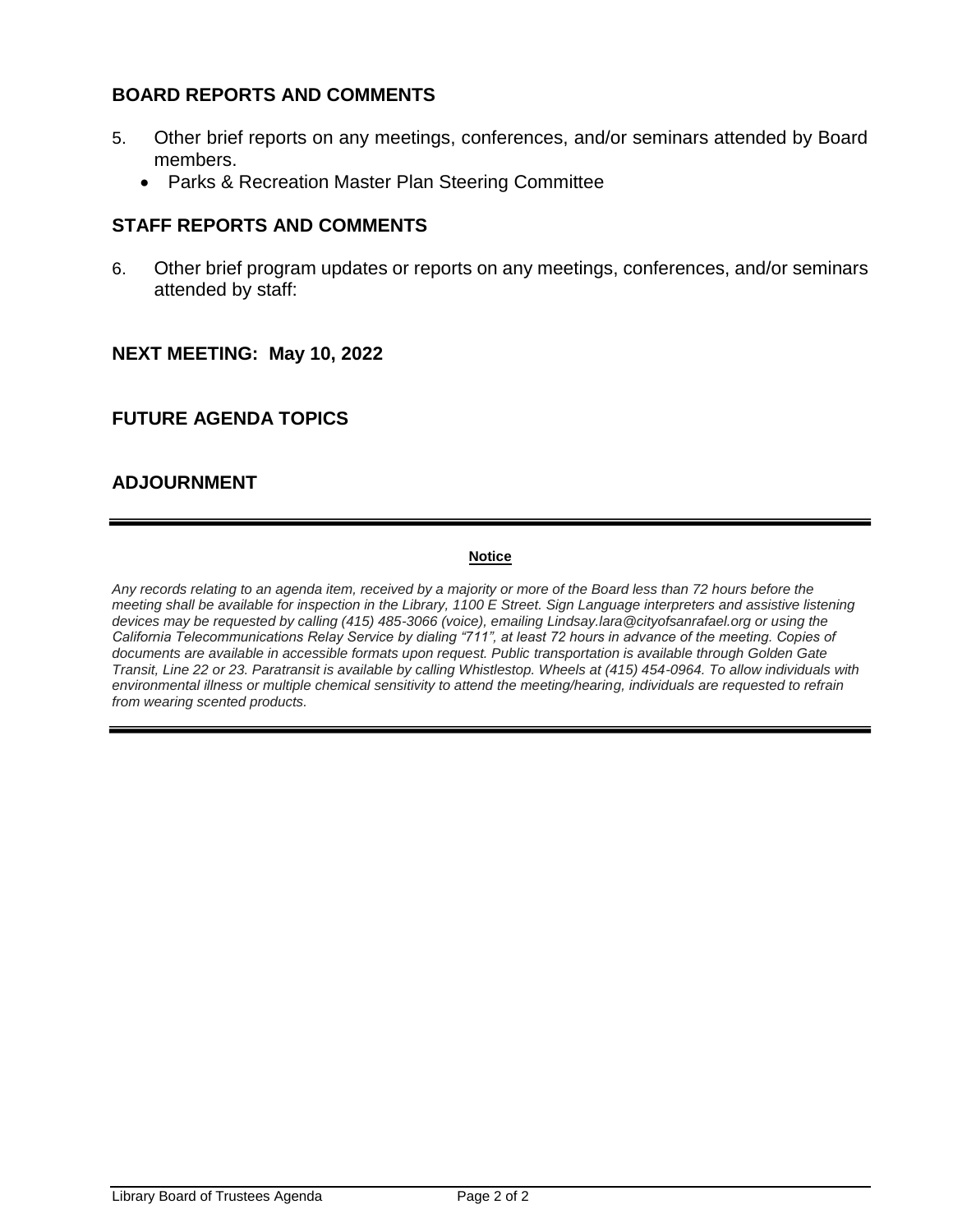## BOARD REPORTS AND COMMENTS

5. Other brief reports on any meetings, conferences, and/or seminars attended by Board members.
   - Parks & Recreation Master Plan Steering Committee

## STAFF REPORTS AND COMMENTS

6. Other brief program updates or reports on any meetings, conferences, and/or seminars attended by staff:

## NEXT MEETING: May 10, 2022

## FUTURE AGENDA TOPICS

## ADJOURNMENT

---

**Notice**

*Any records relating to an agenda item, received by a majority or more of the Board less than 72 hours before the meeting shall be available for inspection in the Library, 1100 E Street. Sign Language interpreters and assistive listening devices may be requested by calling (415) 485-3066 (voice), emailing Lindsay.lara@cityofsanrafael.org or using the California Telecommunications Relay Service by dialing "711", at least 72 hours in advance of the meeting. Copies of documents are available in accessible formats upon request. Public transportation is available through Golden Gate Transit, Line 22 or 23. Paratransit is available by calling Whistlestop. Wheels at (415) 454-0964. To allow individuals with environmental illness or multiple chemical sensitivity to attend the meeting/hearing, individuals are requested to refrain from wearing scented products.*

---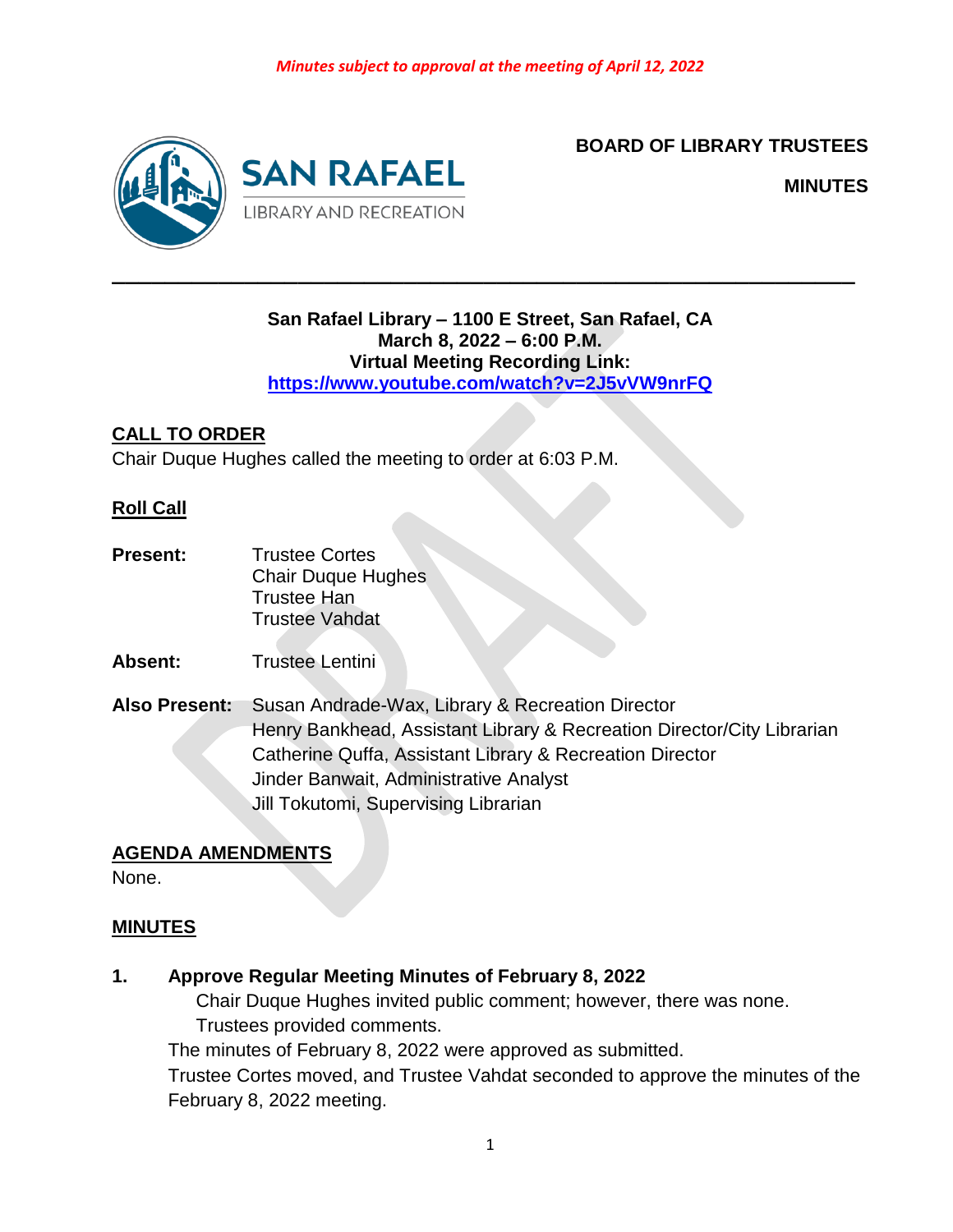*Minutes subject to approval at the meeting of April 12, 2022*

**BOARD OF LIBRARY TRUSTEES**

**MINUTES**

---

**San Rafael Library – 1100 E Street, San Rafael, CA**
**March 8, 2022 – 6:00 P.M.**
**Virtual Meeting Recording Link:**
**https://www.youtube.com/watch?v=2J5vVW9nrFQ**

## CALL TO ORDER

Chair Duque Hughes called the meeting to order at 6:03 P.M.

### Roll Call

**Present:** Trustee Cortes
Chair Duque Hughes
Trustee Han
Trustee Vahdat

**Absent:** Trustee Lentini

**Also Present:** Susan Andrade-Wax, Library & Recreation Director
Henry Bankhead, Assistant Library & Recreation Director/City Librarian
Catherine Quffa, Assistant Library & Recreation Director
Jinder Banwait, Administrative Analyst
Jill Tokutomi, Supervising Librarian

## AGENDA AMENDMENTS

None.

## MINUTES

**1. Approve Regular Meeting Minutes of February 8, 2022**

Chair Duque Hughes invited public comment; however, there was none.
Trustees provided comments.

The minutes of February 8, 2022 were approved as submitted.

Trustee Cortes moved, and Trustee Vahdat seconded to approve the minutes of the February 8, 2022 meeting.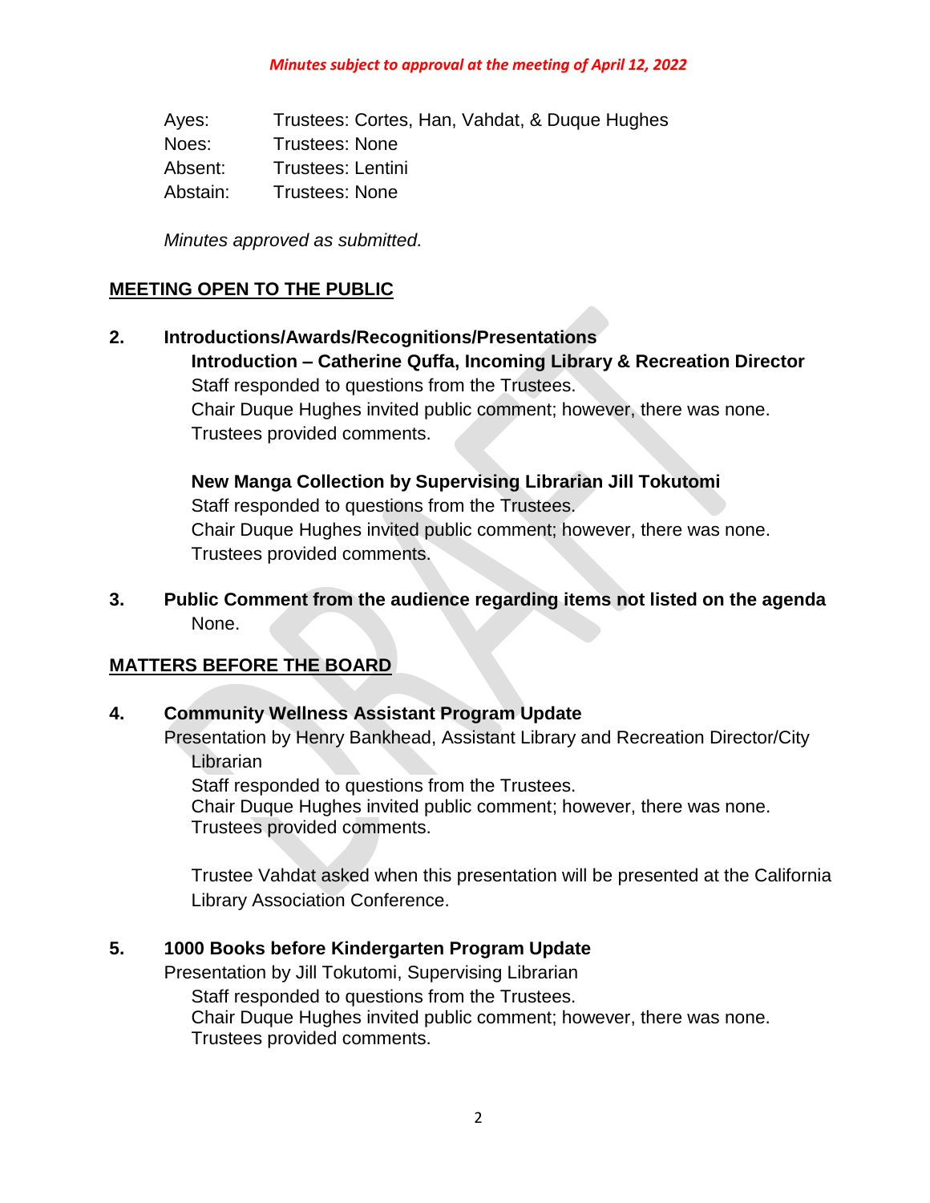*Minutes subject to approval at the meeting of April 12, 2022*

| | |
|---|---|
| Ayes: | Trustees: Cortes, Han, Vahdat, & Duque Hughes |
| Noes: | Trustees: None |
| Absent: | Trustees: Lentini |
| Abstain: | Trustees: None |

*Minutes approved as submitted.*

## MEETING OPEN TO THE PUBLIC

**2. Introductions/Awards/Recognitions/Presentations**

**Introduction – Catherine Quffa, Incoming Library & Recreation Director**
Staff responded to questions from the Trustees.
Chair Duque Hughes invited public comment; however, there was none.
Trustees provided comments.

**New Manga Collection by Supervising Librarian Jill Tokutomi**
Staff responded to questions from the Trustees.
Chair Duque Hughes invited public comment; however, there was none.
Trustees provided comments.

**3. Public Comment from the audience regarding items not listed on the agenda**
None.

## MATTERS BEFORE THE BOARD

**4. Community Wellness Assistant Program Update**
Presentation by Henry Bankhead, Assistant Library and Recreation Director/City Librarian
Staff responded to questions from the Trustees.
Chair Duque Hughes invited public comment; however, there was none.
Trustees provided comments.

Trustee Vahdat asked when this presentation will be presented at the California Library Association Conference.

**5. 1000 Books before Kindergarten Program Update**
Presentation by Jill Tokutomi, Supervising Librarian
Staff responded to questions from the Trustees.
Chair Duque Hughes invited public comment; however, there was none.
Trustees provided comments.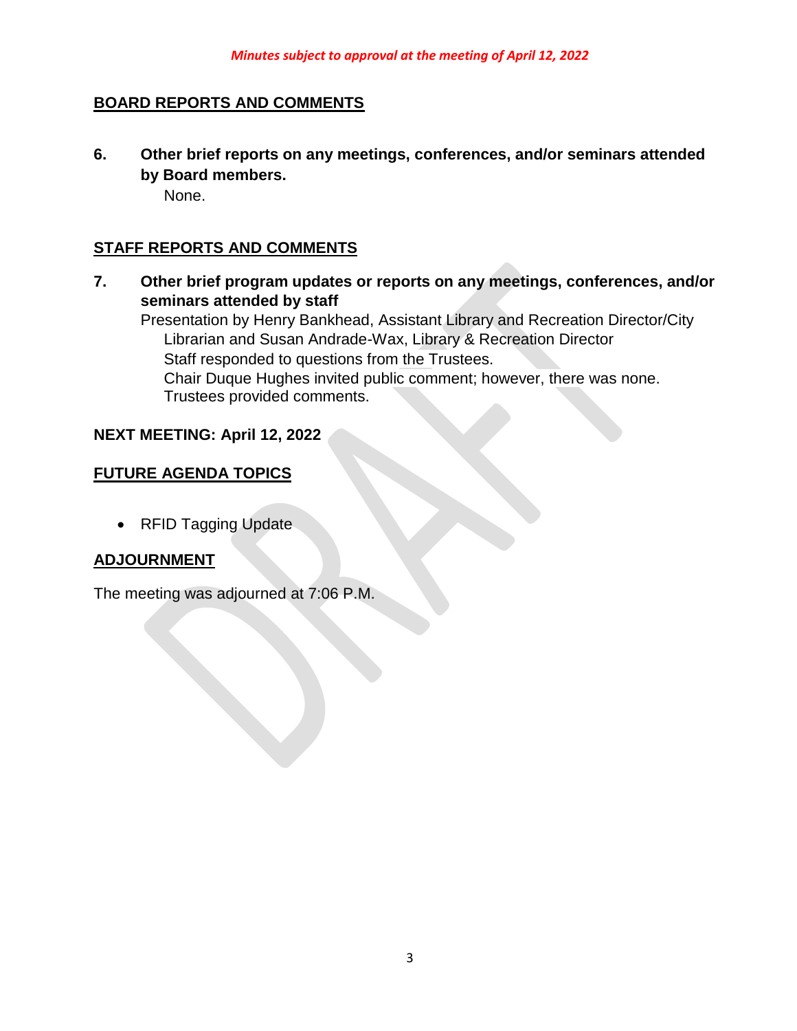*Minutes subject to approval at the meeting of April 12, 2022*

## BOARD REPORTS AND COMMENTS

**6. Other brief reports on any meetings, conferences, and/or seminars attended by Board members.**

None.

## STAFF REPORTS AND COMMENTS

**7. Other brief program updates or reports on any meetings, conferences, and/or seminars attended by staff**

Presentation by Henry Bankhead, Assistant Library and Recreation Director/City Librarian and Susan Andrade-Wax, Library & Recreation Director

Staff responded to questions from the Trustees.

Chair Duque Hughes invited public comment; however, there was none.

Trustees provided comments.

**NEXT MEETING: April 12, 2022**

## FUTURE AGENDA TOPICS

- RFID Tagging Update

## ADJOURNMENT

The meeting was adjourned at 7:06 P.M.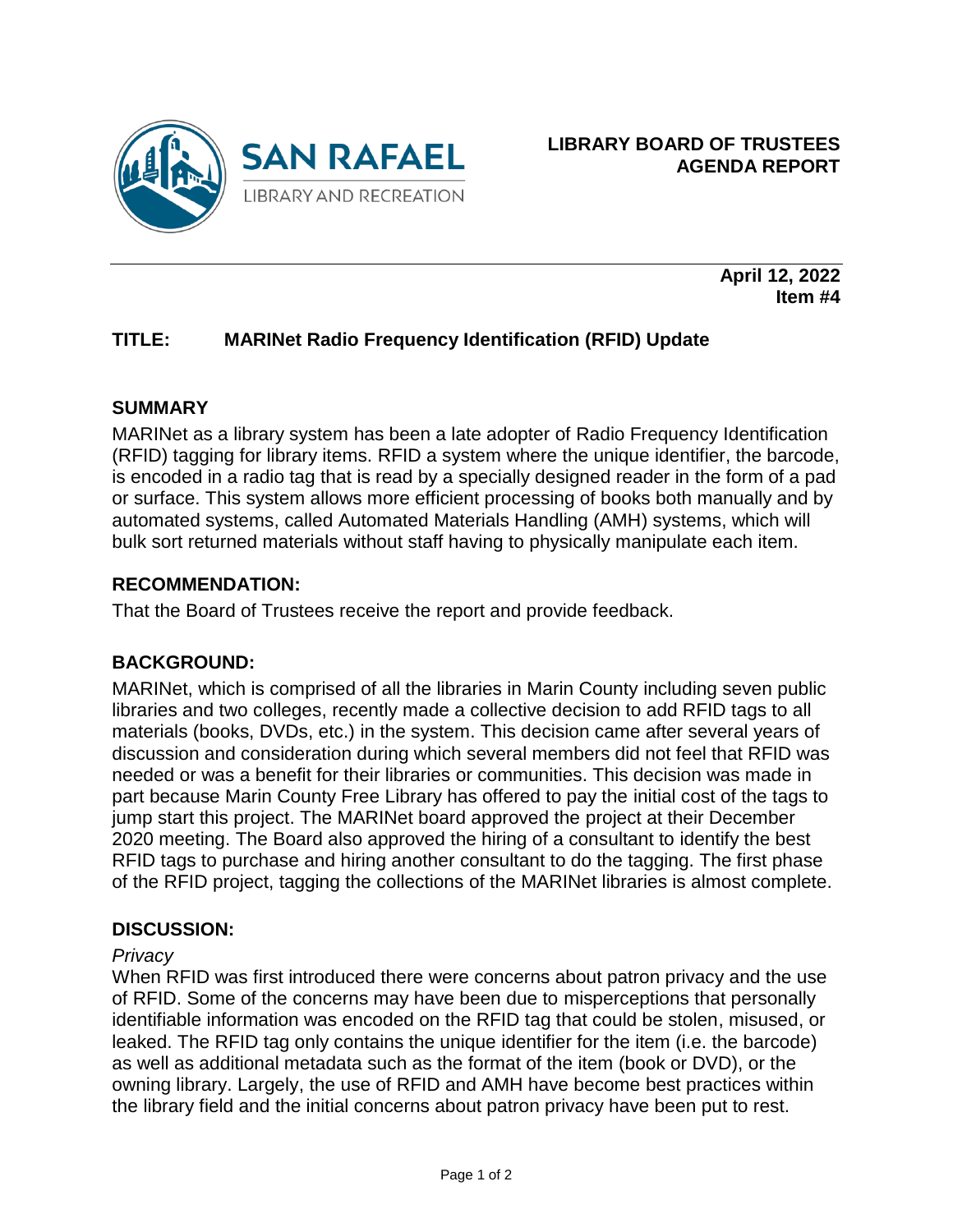SAN RAFAEL
LIBRARY AND RECREATION

**LIBRARY BOARD OF TRUSTEES**
**AGENDA REPORT**

**April 12, 2022**
**Item #4**

## TITLE: MARINet Radio Frequency Identification (RFID) Update

### SUMMARY

MARINet as a library system has been a late adopter of Radio Frequency Identification (RFID) tagging for library items. RFID a system where the unique identifier, the barcode, is encoded in a radio tag that is read by a specially designed reader in the form of a pad or surface. This system allows more efficient processing of books both manually and by automated systems, called Automated Materials Handling (AMH) systems, which will bulk sort returned materials without staff having to physically manipulate each item.

### RECOMMENDATION:

That the Board of Trustees receive the report and provide feedback.

### BACKGROUND:

MARINet, which is comprised of all the libraries in Marin County including seven public libraries and two colleges, recently made a collective decision to add RFID tags to all materials (books, DVDs, etc.) in the system. This decision came after several years of discussion and consideration during which several members did not feel that RFID was needed or was a benefit for their libraries or communities. This decision was made in part because Marin County Free Library has offered to pay the initial cost of the tags to jump start this project. The MARINet board approved the project at their December 2020 meeting. The Board also approved the hiring of a consultant to identify the best RFID tags to purchase and hiring another consultant to do the tagging. The first phase of the RFID project, tagging the collections of the MARINet libraries is almost complete.

### DISCUSSION:

*Privacy*

When RFID was first introduced there were concerns about patron privacy and the use of RFID. Some of the concerns may have been due to misperceptions that personally identifiable information was encoded on the RFID tag that could be stolen, misused, or leaked. The RFID tag only contains the unique identifier for the item (i.e. the barcode) as well as additional metadata such as the format of the item (book or DVD), or the owning library. Largely, the use of RFID and AMH have become best practices within the library field and the initial concerns about patron privacy have been put to rest.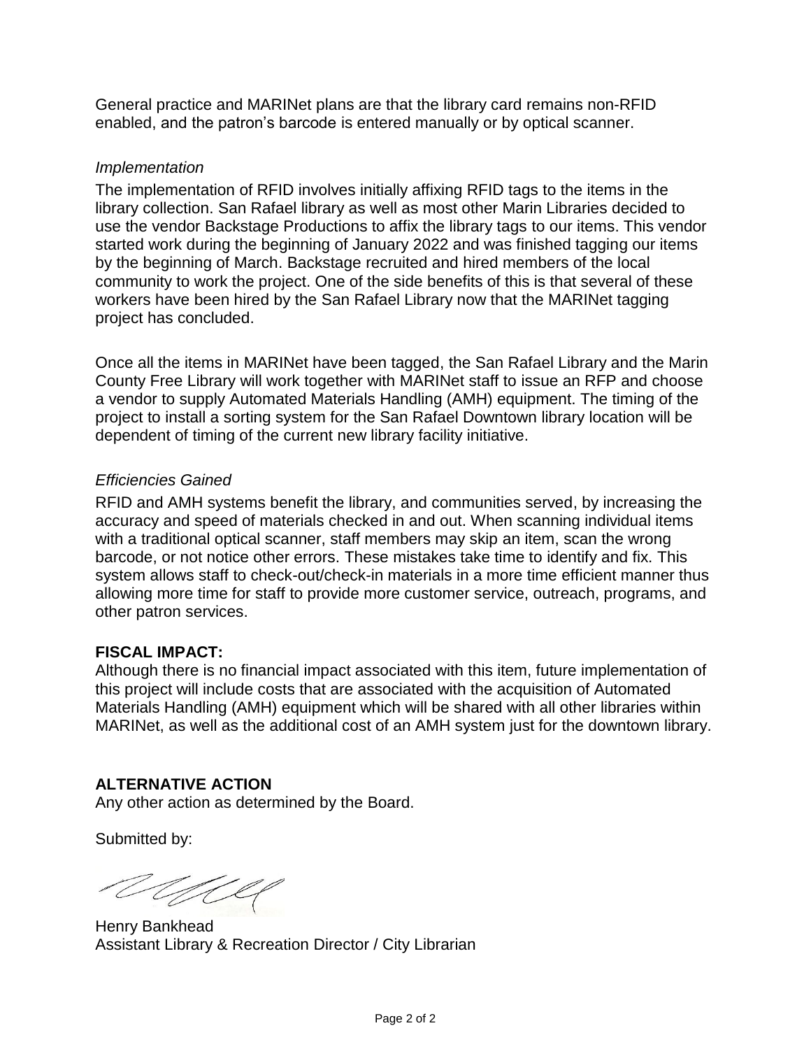General practice and MARINet plans are that the library card remains non-RFID enabled, and the patron's barcode is entered manually or by optical scanner.

*Implementation*

The implementation of RFID involves initially affixing RFID tags to the items in the library collection. San Rafael library as well as most other Marin Libraries decided to use the vendor Backstage Productions to affix the library tags to our items. This vendor started work during the beginning of January 2022 and was finished tagging our items by the beginning of March. Backstage recruited and hired members of the local community to work the project. One of the side benefits of this is that several of these workers have been hired by the San Rafael Library now that the MARINet tagging project has concluded.

Once all the items in MARINet have been tagged, the San Rafael Library and the Marin County Free Library will work together with MARINet staff to issue an RFP and choose a vendor to supply Automated Materials Handling (AMH) equipment. The timing of the project to install a sorting system for the San Rafael Downtown library location will be dependent of timing of the current new library facility initiative.

*Efficiencies Gained*

RFID and AMH systems benefit the library, and communities served, by increasing the accuracy and speed of materials checked in and out. When scanning individual items with a traditional optical scanner, staff members may skip an item, scan the wrong barcode, or not notice other errors. These mistakes take time to identify and fix. This system allows staff to check-out/check-in materials in a more time efficient manner thus allowing more time for staff to provide more customer service, outreach, programs, and other patron services.

**FISCAL IMPACT:**

Although there is no financial impact associated with this item, future implementation of this project will include costs that are associated with the acquisition of Automated Materials Handling (AMH) equipment which will be shared with all other libraries within MARINet, as well as the additional cost of an AMH system just for the downtown library.

**ALTERNATIVE ACTION**

Any other action as determined by the Board.

Submitted by:

Henry Bankhead
Assistant Library & Recreation Director / City Librarian